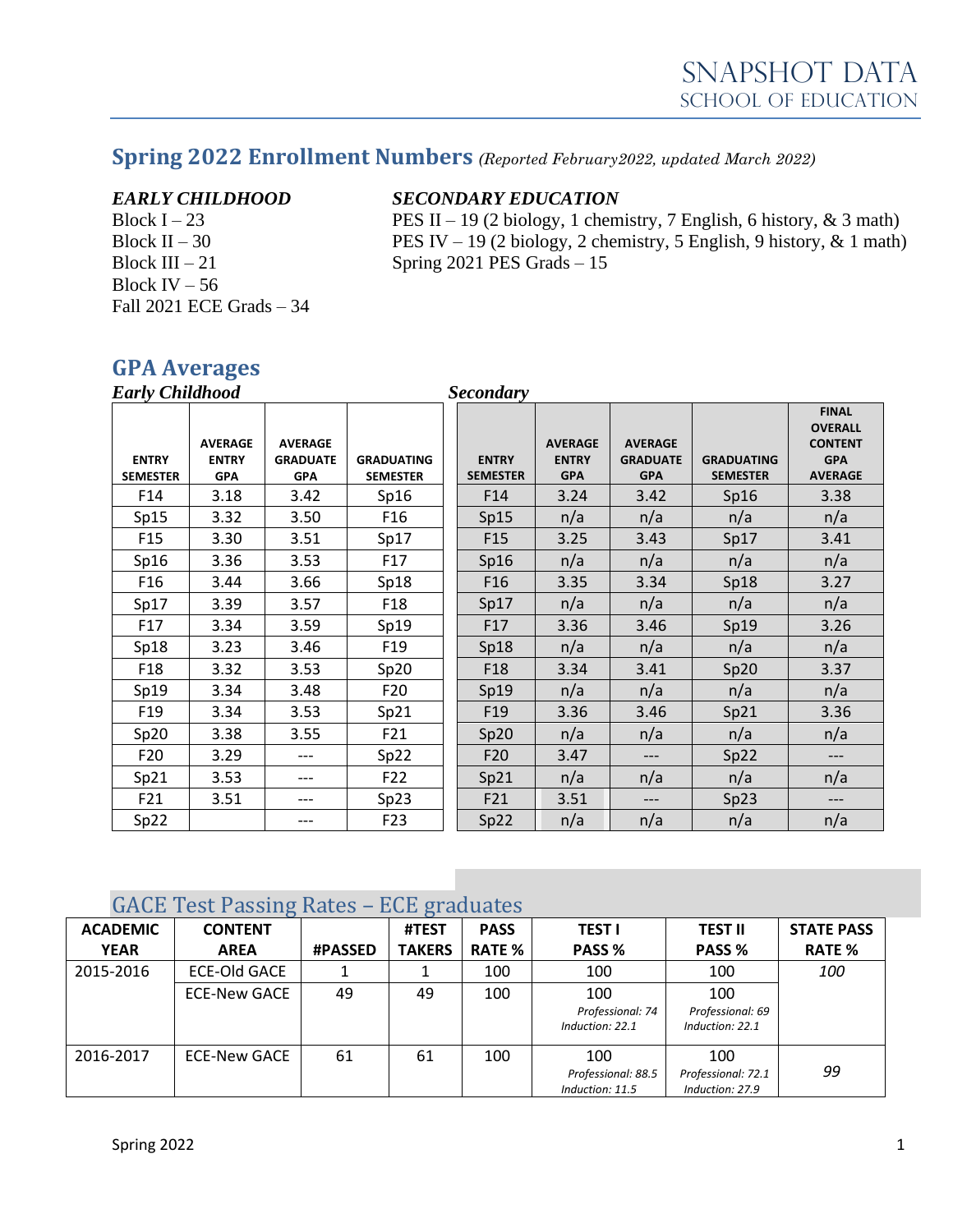# SNAPSHOT DATA
## SCHOOL OF EDUCATION

## Spring 2022 Enrollment Numbers *(Reported February2022, updated March 2022)*

***EARLY CHILDHOOD***

Block I – 23
Block II – 30
Block III – 21
Block IV – 56
Fall 2021 ECE Grads – 34

***SECONDARY EDUCATION***

PES II – 19 (2 biology, 1 chemistry, 7 English, 6 history, & 3 math)
PES IV – 19 (2 biology, 2 chemistry, 5 English, 9 history, & 1 math)
Spring 2021 PES Grads – 15

## GPA Averages

***Early Childhood***

| ENTRY SEMESTER | AVERAGE ENTRY GPA | AVERAGE GRADUATE GPA | GRADUATING SEMESTER |
|---|---|---|---|
| F14 | 3.18 | 3.42 | Sp16 |
| Sp15 | 3.32 | 3.50 | F16 |
| F15 | 3.30 | 3.51 | Sp17 |
| Sp16 | 3.36 | 3.53 | F17 |
| F16 | 3.44 | 3.66 | Sp18 |
| Sp17 | 3.39 | 3.57 | F18 |
| F17 | 3.34 | 3.59 | Sp19 |
| Sp18 | 3.23 | 3.46 | F19 |
| F18 | 3.32 | 3.53 | Sp20 |
| Sp19 | 3.34 | 3.48 | F20 |
| F19 | 3.34 | 3.53 | Sp21 |
| Sp20 | 3.38 | 3.55 | F21 |
| F20 | 3.29 | --- | Sp22 |
| Sp21 | 3.53 | --- | F22 |
| F21 | 3.51 | --- | Sp23 |
| Sp22 | | --- | F23 |

***Secondary***

| ENTRY SEMESTER | AVERAGE ENTRY GPA | AVERAGE GRADUATE GPA | GRADUATING SEMESTER | FINAL OVERALL CONTENT GPA AVERAGE |
|---|---|---|---|---|
| F14 | 3.24 | 3.42 | Sp16 | 3.38 |
| Sp15 | n/a | n/a | n/a | n/a |
| F15 | 3.25 | 3.43 | Sp17 | 3.41 |
| Sp16 | n/a | n/a | n/a | n/a |
| F16 | 3.35 | 3.34 | Sp18 | 3.27 |
| Sp17 | n/a | n/a | n/a | n/a |
| F17 | 3.36 | 3.46 | Sp19 | 3.26 |
| Sp18 | n/a | n/a | n/a | n/a |
| F18 | 3.34 | 3.41 | Sp20 | 3.37 |
| Sp19 | n/a | n/a | n/a | n/a |
| F19 | 3.36 | 3.46 | Sp21 | 3.36 |
| Sp20 | n/a | n/a | n/a | n/a |
| F20 | 3.47 | --- | Sp22 | --- |
| Sp21 | n/a | n/a | n/a | n/a |
| F21 | 3.51 | --- | Sp23 | --- |
| Sp22 | n/a | n/a | n/a | n/a |

## GACE Test Passing Rates – ECE graduates

| ACADEMIC YEAR | CONTENT AREA | #PASSED | #TEST TAKERS | PASS RATE % | TEST I PASS % | TEST II PASS % | STATE PASS RATE % |
|---|---|---|---|---|---|---|---|
| 2015-2016 | ECE-Old GACE | 1 | 1 | 100 | 100 | 100 | *100* |
| | ECE-New GACE | 49 | 49 | 100 | 100 *Professional: 74* *Induction: 22.1* | 100 *Professional: 69* *Induction: 22.1* | |
| 2016-2017 | ECE-New GACE | 61 | 61 | 100 | 100 *Professional: 88.5* *Induction: 11.5* | 100 *Professional: 72.1* *Induction: 27.9* | *99* |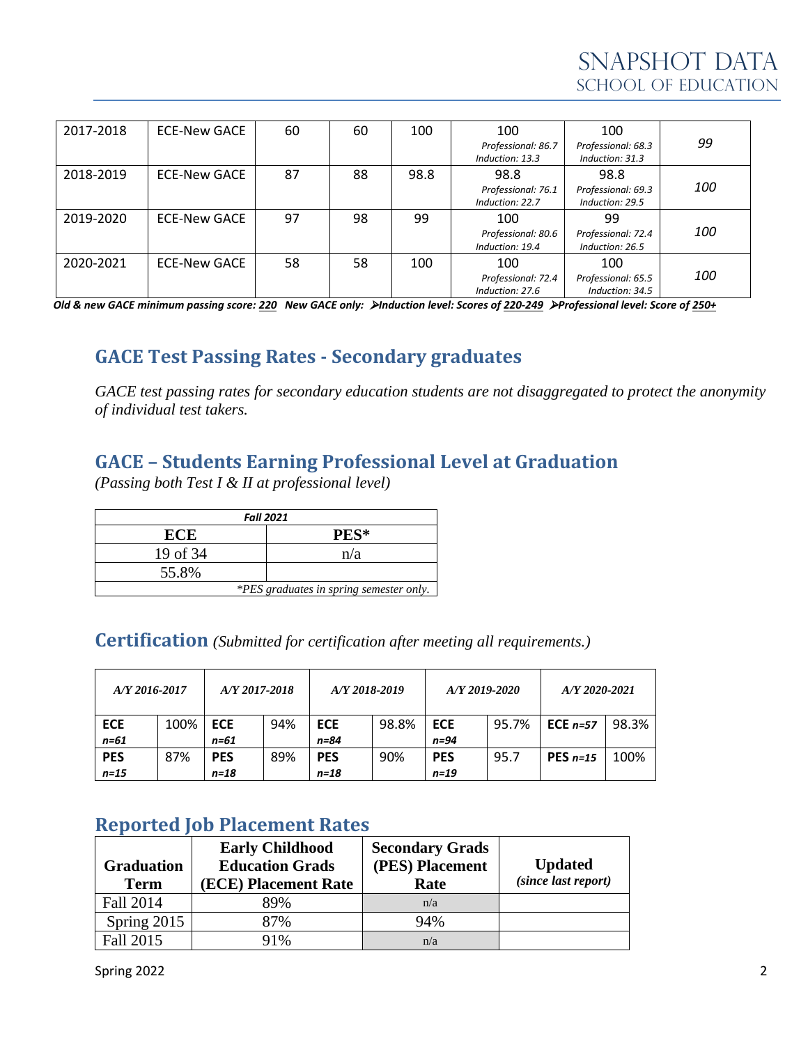| | | | | | | | |
|---|---|---|---|---|---|---|---|
| 2017-2018 | ECE-New GACE | 60 | 60 | 100 | 100 *Professional: 86.7 Induction: 13.3* | 100 *Professional: 68.3 Induction: 31.3* | *99* |
| 2018-2019 | ECE-New GACE | 87 | 88 | 98.8 | 98.8 *Professional: 76.1 Induction: 22.7* | 98.8 *Professional: 69.3 Induction: 29.5* | *100* |
| 2019-2020 | ECE-New GACE | 97 | 98 | 99 | 100 *Professional: 80.6 Induction: 19.4* | 99 *Professional: 72.4 Induction: 26.5* | *100* |
| 2020-2021 | ECE-New GACE | 58 | 58 | 100 | 100 *Professional: 72.4 Induction: 27.6* | 100 *Professional: 65.5 Induction: 34.5* | *100* |

***Old & new GACE minimum passing score: 220   New GACE only: ➢Induction level: Scores of 220-249 ➢Professional level: Score of 250+***

## GACE Test Passing Rates - Secondary graduates

*GACE test passing rates for secondary education students are not disaggregated to protect the anonymity of individual test takers.*

## GACE – Students Earning Professional Level at Graduation

*(Passing both Test I & II at professional level)*

| *Fall 2021* | |
|---|---|
| **ECE** | **PES*** |
| 19 of 34 | n/a |
| 55.8% | |
| *\*PES graduates in spring semester only.* | |

## Certification *(Submitted for certification after meeting all requirements.)*

| *A/Y 2016-2017* | | *A/Y 2017-2018* | | *A/Y 2018-2019* | | *A/Y 2019-2020* | | *A/Y 2020-2021* | |
|---|---|---|---|---|---|---|---|---|---|
| **ECE** *n=61* | 100% | **ECE** *n=61* | 94% | **ECE** *n=84* | 98.8% | **ECE** *n=94* | 95.7% | **ECE** *n=57* | 98.3% |
| **PES** *n=15* | 87% | **PES** *n=18* | 89% | **PES** *n=18* | 90% | **PES** *n=19* | 95.7 | **PES** *n=15* | 100% |

## Reported Job Placement Rates

| Graduation Term | Early Childhood Education Grads (ECE) Placement Rate | Secondary Grads (PES) Placement Rate | Updated *(since last report)* |
|---|---|---|---|
| Fall 2014 | 89% | n/a | |
| Spring 2015 | 87% | 94% | |
| Fall 2015 | 91% | n/a | |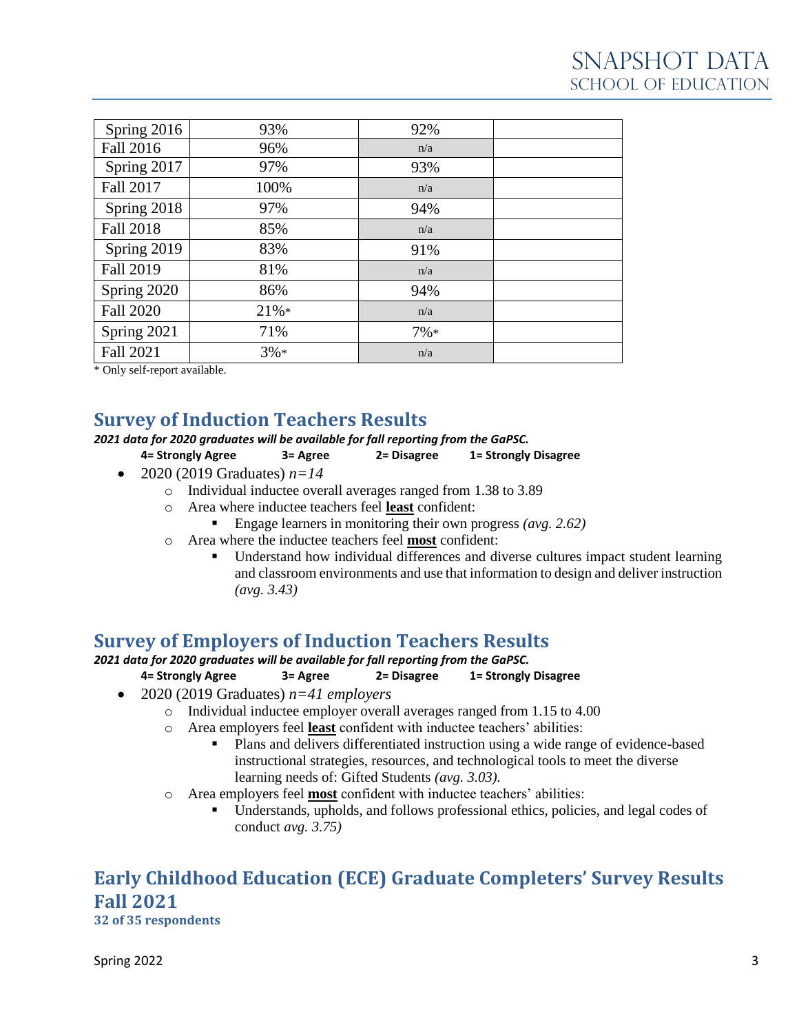| | | | |
|---|---|---|---|
| Spring 2016 | 93% | 92% | |
| Fall 2016 | 96% | n/a | |
| Spring 2017 | 97% | 93% | |
| Fall 2017 | 100% | n/a | |
| Spring 2018 | 97% | 94% | |
| Fall 2018 | 85% | n/a | |
| Spring 2019 | 83% | 91% | |
| Fall 2019 | 81% | n/a | |
| Spring 2020 | 86% | 94% | |
| Fall 2020 | 21%* | n/a | |
| Spring 2021 | 71% | 7%* | |
| Fall 2021 | 3%* | n/a | |

* Only self-report available.

## Survey of Induction Teachers Results

***2021 data for 2020 graduates will be available for fall reporting from the GaPSC.***

**4= Strongly Agree 3= Agree 2= Disagree 1= Strongly Disagree**

- 2020 (2019 Graduates) *n=14*
  - Individual inductee overall averages ranged from 1.38 to 3.89
  - Area where inductee teachers feel **least** confident:
    - Engage learners in monitoring their own progress *(avg. 2.62)*
  - Area where the inductee teachers feel **most** confident:
    - Understand how individual differences and diverse cultures impact student learning and classroom environments and use that information to design and deliver instruction *(avg. 3.43)*

## Survey of Employers of Induction Teachers Results

***2021 data for 2020 graduates will be available for fall reporting from the GaPSC.***

**4= Strongly Agree 3= Agree 2= Disagree 1= Strongly Disagree**

- 2020 (2019 Graduates) *n=41 employers*
  - Individual inductee employer overall averages ranged from 1.15 to 4.00
  - Area employers feel **least** confident with inductee teachers' abilities:
    - Plans and delivers differentiated instruction using a wide range of evidence-based instructional strategies, resources, and technological tools to meet the diverse learning needs of: Gifted Students *(avg. 3.03).*
  - Area employers feel **most** confident with inductee teachers' abilities:
    - Understands, upholds, and follows professional ethics, policies, and legal codes of conduct *avg. 3.75)*

## Early Childhood Education (ECE) Graduate Completers' Survey Results Fall 2021

**32 of 35 respondents**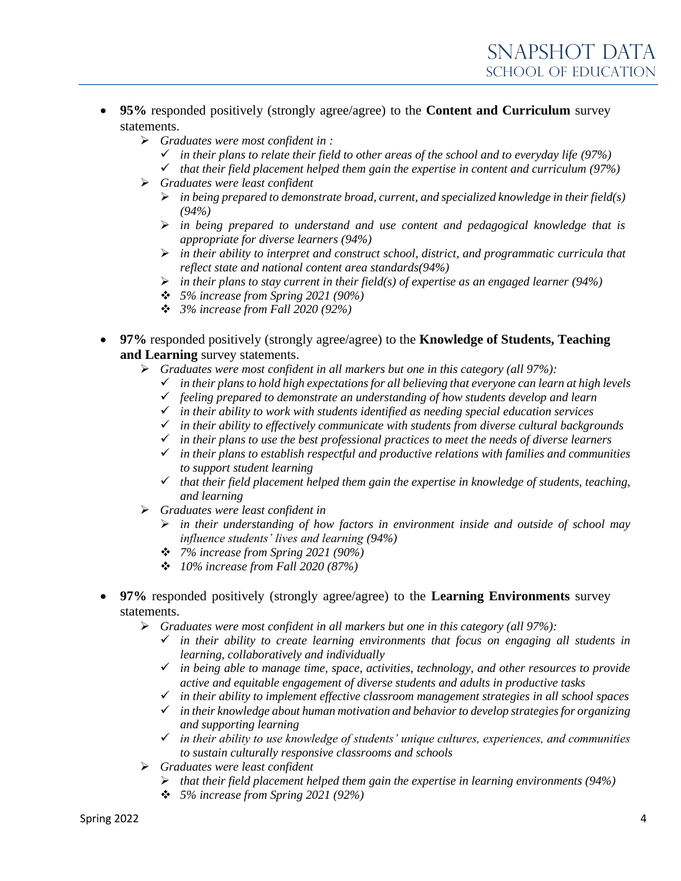- **95%** responded positively (strongly agree/agree) to the **Content and Curriculum** survey statements.
  - *Graduates were most confident in :*
    - ✓ *in their plans to relate their field to other areas of the school and to everyday life (97%)*
    - ✓ *that their field placement helped them gain the expertise in content and curriculum (97%)*
  - *Graduates were least confident*
    - *in being prepared to demonstrate broad, current, and specialized knowledge in their field(s) (94%)*
    - *in being prepared to understand and use content and pedagogical knowledge that is appropriate for diverse learners (94%)*
    - *in their ability to interpret and construct school, district, and programmatic curricula that reflect state and national content area standards(94%)*
    - *in their plans to stay current in their field(s) of expertise as an engaged learner (94%)*
    - ❖ *5% increase from Spring 2021 (90%)*
    - ❖ *3% increase from Fall 2020 (92%)*

- **97%** responded positively (strongly agree/agree) to the **Knowledge of Students, Teaching and Learning** survey statements.
  - *Graduates were most confident in all markers but one in this category (all 97%):*
    - ✓ *in their plans to hold high expectations for all believing that everyone can learn at high levels*
    - ✓ *feeling prepared to demonstrate an understanding of how students develop and learn*
    - ✓ *in their ability to work with students identified as needing special education services*
    - ✓ *in their ability to effectively communicate with students from diverse cultural backgrounds*
    - ✓ *in their plans to use the best professional practices to meet the needs of diverse learners*
    - ✓ *in their plans to establish respectful and productive relations with families and communities to support student learning*
    - ✓ *that their field placement helped them gain the expertise in knowledge of students, teaching, and learning*
  - *Graduates were least confident in*
    - *in their understanding of how factors in environment inside and outside of school may influence students' lives and learning (94%)*
    - ❖ *7% increase from Spring 2021 (90%)*
    - ❖ *10% increase from Fall 2020 (87%)*

- **97%** responded positively (strongly agree/agree) to the **Learning Environments** survey statements.
  - *Graduates were most confident in all markers but one in this category (all 97%):*
    - ✓ *in their ability to create learning environments that focus on engaging all students in learning, collaboratively and individually*
    - ✓ *in being able to manage time, space, activities, technology, and other resources to provide active and equitable engagement of diverse students and adults in productive tasks*
    - ✓ *in their ability to implement effective classroom management strategies in all school spaces*
    - ✓ *in their knowledge about human motivation and behavior to develop strategies for organizing and supporting learning*
    - ✓ *in their ability to use knowledge of students' unique cultures, experiences, and communities to sustain culturally responsive classrooms and schools*
  - *Graduates were least confident*
    - *that their field placement helped them gain the expertise in learning environments (94%)*
    - ❖ *5% increase from Spring 2021 (92%)*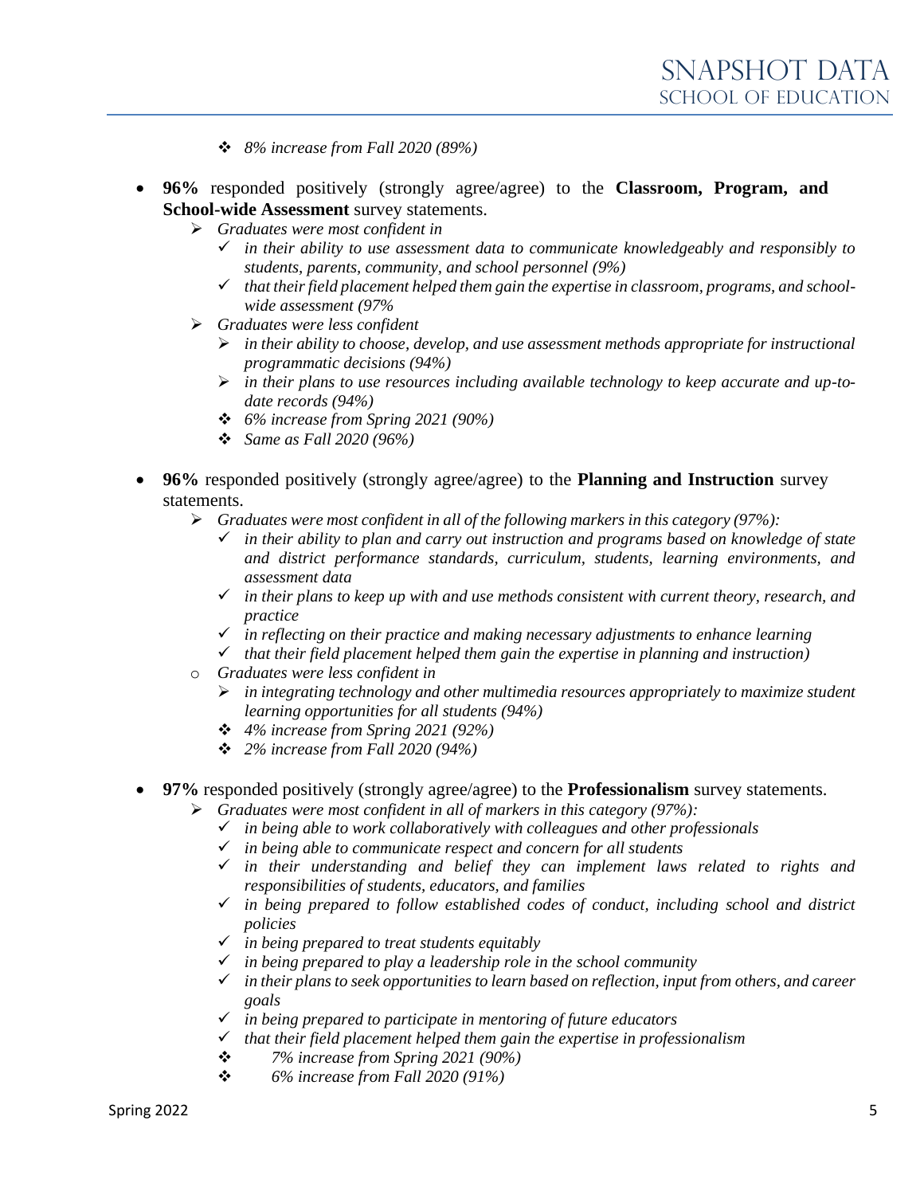- *8% increase from Fall 2020 (89%)*

- **96%** responded positively (strongly agree/agree) to the **Classroom, Program, and School-wide Assessment** survey statements.
  - *Graduates were most confident in*
    - *in their ability to use assessment data to communicate knowledgeably and responsibly to students, parents, community, and school personnel (9%)*
    - *that their field placement helped them gain the expertise in classroom, programs, and school-wide assessment (97%*
  - *Graduates were less confident*
    - *in their ability to choose, develop, and use assessment methods appropriate for instructional programmatic decisions (94%)*
    - *in their plans to use resources including available technology to keep accurate and up-to-date records (94%)*
    - *6% increase from Spring 2021 (90%)*
    - *Same as Fall 2020 (96%)*

- **96%** responded positively (strongly agree/agree) to the **Planning and Instruction** survey statements.
  - *Graduates were most confident in all of the following markers in this category (97%):*
    - *in their ability to plan and carry out instruction and programs based on knowledge of state and district performance standards, curriculum, students, learning environments, and assessment data*
    - *in their plans to keep up with and use methods consistent with current theory, research, and practice*
    - *in reflecting on their practice and making necessary adjustments to enhance learning*
    - *that their field placement helped them gain the expertise in planning and instruction)*
  - *Graduates were less confident in*
    - *in integrating technology and other multimedia resources appropriately to maximize student learning opportunities for all students (94%)*
    - *4% increase from Spring 2021 (92%)*
    - *2% increase from Fall 2020 (94%)*

- **97%** responded positively (strongly agree/agree) to the **Professionalism** survey statements.
  - *Graduates were most confident in all of markers in this category (97%):*
    - *in being able to work collaboratively with colleagues and other professionals*
    - *in being able to communicate respect and concern for all students*
    - *in their understanding and belief they can implement laws related to rights and responsibilities of students, educators, and families*
    - *in being prepared to follow established codes of conduct, including school and district policies*
    - *in being prepared to treat students equitably*
    - *in being prepared to play a leadership role in the school community*
    - *in their plans to seek opportunities to learn based on reflection, input from others, and career goals*
    - *in being prepared to participate in mentoring of future educators*
    - *that their field placement helped them gain the expertise in professionalism*
    - *7% increase from Spring 2021 (90%)*
    - *6% increase from Fall 2020 (91%)*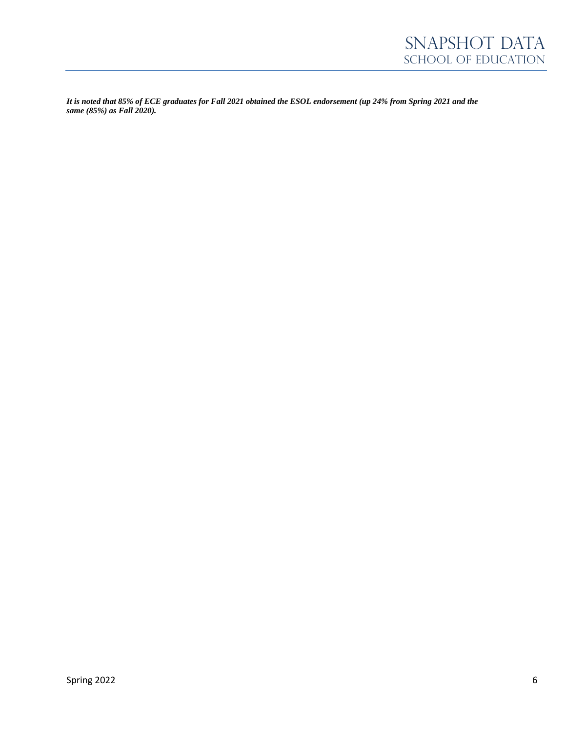***It is noted that 85% of ECE graduates for Fall 2021 obtained the ESOL endorsement (up 24% from Spring 2021 and the same (85%) as Fall 2020).***